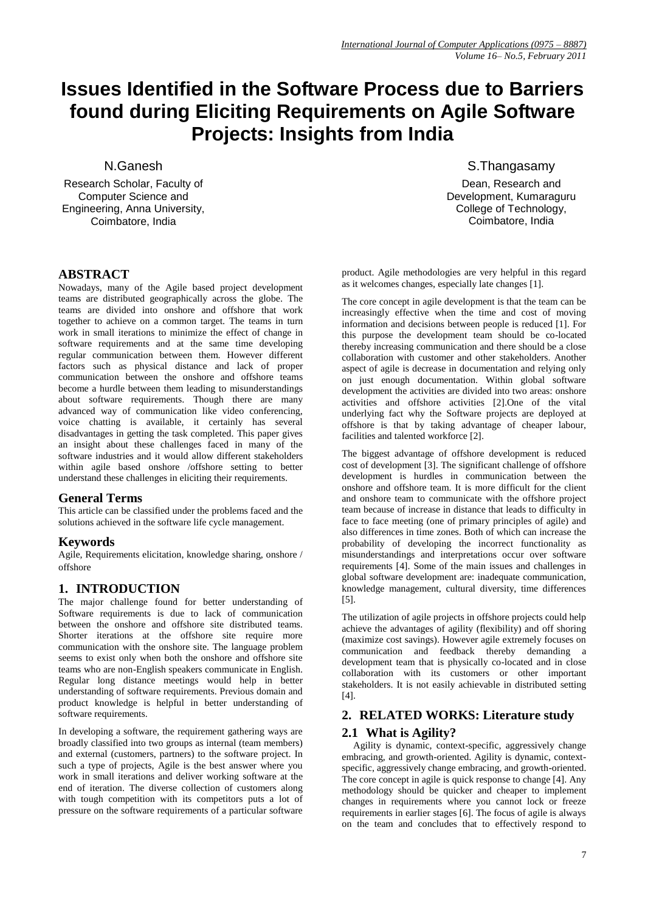# Issues Identified in the Software Process due to Barriers found during Eliciting Requirements on Agile Software Projects: Insights from India

N.Ganesh
Research Scholar, Faculty of Computer Science and Engineering, Anna University, Coimbatore, India

S.Thangasamy
Dean, Research and Development, Kumaraguru College of Technology, Coimbatore, India

## ABSTRACT

Nowadays, many of the Agile based project development teams are distributed geographically across the globe. The teams are divided into onshore and offshore that work together to achieve on a common target. The teams in turn work in small iterations to minimize the effect of change in software requirements and at the same time developing regular communication between them. However different factors such as physical distance and lack of proper communication between the onshore and offshore teams become a hurdle between them leading to misunderstandings about software requirements. Though there are many advanced way of communication like video conferencing, voice chatting is available, it certainly has several disadvantages in getting the task completed. This paper gives an insight about these challenges faced in many of the software industries and it would allow different stakeholders within agile based onshore /offshore setting to better understand these challenges in eliciting their requirements.

### General Terms

This article can be classified under the problems faced and the solutions achieved in the software life cycle management.

### Keywords

Agile, Requirements elicitation, knowledge sharing, onshore / offshore

## 1. INTRODUCTION

The major challenge found for better understanding of Software requirements is due to lack of communication between the onshore and offshore site distributed teams. Shorter iterations at the offshore site require more communication with the onshore site. The language problem seems to exist only when both the onshore and offshore site teams who are non-English speakers communicate in English. Regular long distance meetings would help in better understanding of software requirements. Previous domain and product knowledge is helpful in better understanding of software requirements.

In developing a software, the requirement gathering ways are broadly classified into two groups as internal (team members) and external (customers, partners) to the software project. In such a type of projects, Agile is the best answer where you work in small iterations and deliver working software at the end of iteration. The diverse collection of customers along with tough competition with its competitors puts a lot of pressure on the software requirements of a particular software product. Agile methodologies are very helpful in this regard as it welcomes changes, especially late changes [1].

The core concept in agile development is that the team can be increasingly effective when the time and cost of moving information and decisions between people is reduced [1]. For this purpose the development team should be co-located thereby increasing communication and there should be a close collaboration with customer and other stakeholders. Another aspect of agile is decrease in documentation and relying only on just enough documentation. Within global software development the activities are divided into two areas: onshore activities and offshore activities [2].One of the vital underlying fact why the Software projects are deployed at offshore is that by taking advantage of cheaper labour, facilities and talented workforce [2].

The biggest advantage of offshore development is reduced cost of development [3]. The significant challenge of offshore development is hurdles in communication between the onshore and offshore team. It is more difficult for the client and onshore team to communicate with the offshore project team because of increase in distance that leads to difficulty in face to face meeting (one of primary principles of agile) and also differences in time zones. Both of which can increase the probability of developing the incorrect functionality as misunderstandings and interpretations occur over software requirements [4]. Some of the main issues and challenges in global software development are: inadequate communication, knowledge management, cultural diversity, time differences [5].

The utilization of agile projects in offshore projects could help achieve the advantages of agility (flexibility) and off shoring (maximize cost savings). However agile extremely focuses on communication and feedback thereby demanding a development team that is physically co-located and in close collaboration with its customers or other important stakeholders. It is not easily achievable in distributed setting [4].

## 2. RELATED WORKS: Literature study

### 2.1 What is Agility?

Agility is dynamic, context-specific, aggressively change embracing, and growth-oriented. Agility is dynamic, context-specific, aggressively change embracing, and growth-oriented. The core concept in agile is quick response to change [4]. Any methodology should be quicker and cheaper to implement changes in requirements where you cannot lock or freeze requirements in earlier stages [6]. The focus of agile is always on the team and concludes that to effectively respond to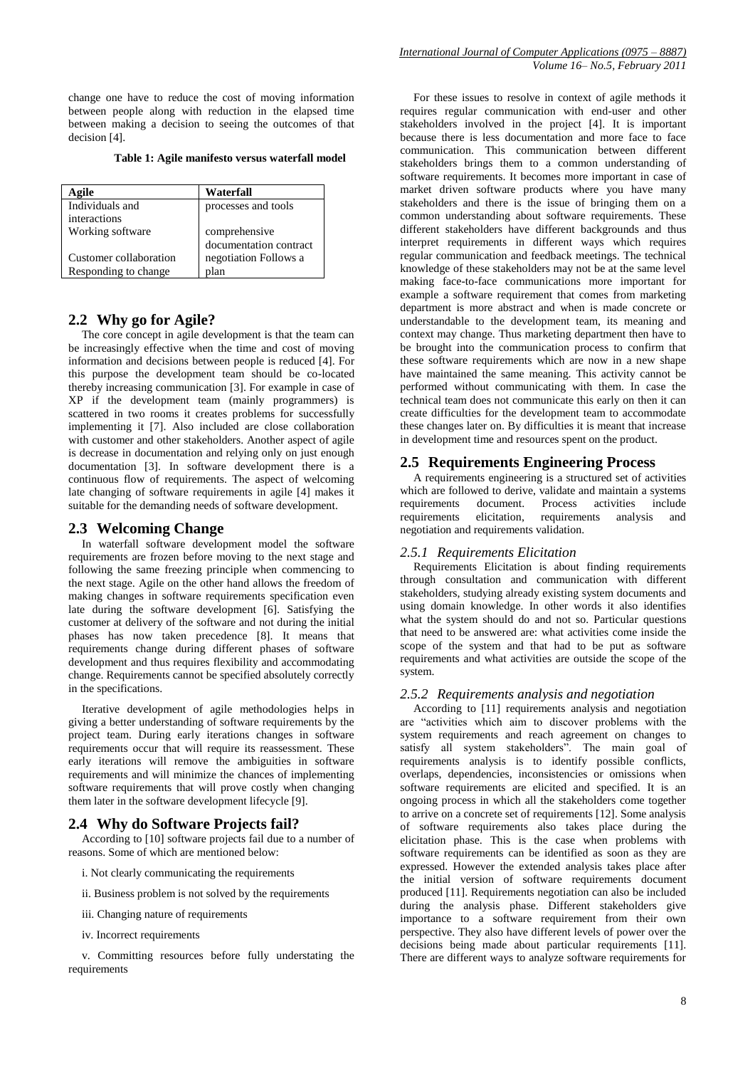change one have to reduce the cost of moving information between people along with reduction in the elapsed time between making a decision to seeing the outcomes of that decision [4].

**Table 1: Agile manifesto versus waterfall model**

| Agile | Waterfall |
|---|---|
| Individuals and interactions | processes and tools |
| Working software | comprehensive documentation contract |
| Customer collaboration | negotiation Follows a |
| Responding to change | plan |

## 2.2 Why go for Agile?

The core concept in agile development is that the team can be increasingly effective when the time and cost of moving information and decisions between people is reduced [4]. For this purpose the development team should be co-located thereby increasing communication [3]. For example in case of XP if the development team (mainly programmers) is scattered in two rooms it creates problems for successfully implementing it [7]. Also included are close collaboration with customer and other stakeholders. Another aspect of agile is decrease in documentation and relying only on just enough documentation [3]. In software development there is a continuous flow of requirements. The aspect of welcoming late changing of software requirements in agile [4] makes it suitable for the demanding needs of software development.

## 2.3 Welcoming Change

In waterfall software development model the software requirements are frozen before moving to the next stage and following the same freezing principle when commencing to the next stage. Agile on the other hand allows the freedom of making changes in software requirements specification even late during the software development [6]. Satisfying the customer at delivery of the software and not during the initial phases has now taken precedence [8]. It means that requirements change during different phases of software development and thus requires flexibility and accommodating change. Requirements cannot be specified absolutely correctly in the specifications.

Iterative development of agile methodologies helps in giving a better understanding of software requirements by the project team. During early iterations changes in software requirements occur that will require its reassessment. These early iterations will remove the ambiguities in software requirements and will minimize the chances of implementing software requirements that will prove costly when changing them later in the software development lifecycle [9].

## 2.4 Why do Software Projects fail?

According to [10] software projects fail due to a number of reasons. Some of which are mentioned below:

i. Not clearly communicating the requirements

ii. Business problem is not solved by the requirements

iii. Changing nature of requirements

iv. Incorrect requirements

v. Committing resources before fully understating the requirements

For these issues to resolve in context of agile methods it requires regular communication with end-user and other stakeholders involved in the project [4]. It is important because there is less documentation and more face to face communication. This communication between different stakeholders brings them to a common understanding of software requirements. It becomes more important in case of market driven software products where you have many stakeholders and there is the issue of bringing them on a common understanding about software requirements. These different stakeholders have different backgrounds and thus interpret requirements in different ways which requires regular communication and feedback meetings. The technical knowledge of these stakeholders may not be at the same level making face-to-face communications more important for example a software requirement that comes from marketing department is more abstract and when is made concrete or understandable to the development team, its meaning and context may change. Thus marketing department then have to be brought into the communication process to confirm that these software requirements which are now in a new shape have maintained the same meaning. This activity cannot be performed without communicating with them. In case the technical team does not communicate this early on then it can create difficulties for the development team to accommodate these changes later on. By difficulties it is meant that increase in development time and resources spent on the product.

## 2.5 Requirements Engineering Process

A requirements engineering is a structured set of activities which are followed to derive, validate and maintain a systems requirements document. Process activities include requirements elicitation, requirements analysis and negotiation and requirements validation.

### *2.5.1 Requirements Elicitation*

Requirements Elicitation is about finding requirements through consultation and communication with different stakeholders, studying already existing system documents and using domain knowledge. In other words it also identifies what the system should do and not so. Particular questions that need to be answered are: what activities come inside the scope of the system and that had to be put as software requirements and what activities are outside the scope of the system.

### *2.5.2 Requirements analysis and negotiation*

According to [11] requirements analysis and negotiation are "activities which aim to discover problems with the system requirements and reach agreement on changes to satisfy all system stakeholders". The main goal of requirements analysis is to identify possible conflicts, overlaps, dependencies, inconsistencies or omissions when software requirements are elicited and specified. It is an ongoing process in which all the stakeholders come together to arrive on a concrete set of requirements [12]. Some analysis of software requirements also takes place during the elicitation phase. This is the case when problems with software requirements can be identified as soon as they are expressed. However the extended analysis takes place after the initial version of software requirements document produced [11]. Requirements negotiation can also be included during the analysis phase. Different stakeholders give importance to a software requirement from their own perspective. They also have different levels of power over the decisions being made about particular requirements [11]. There are different ways to analyze software requirements for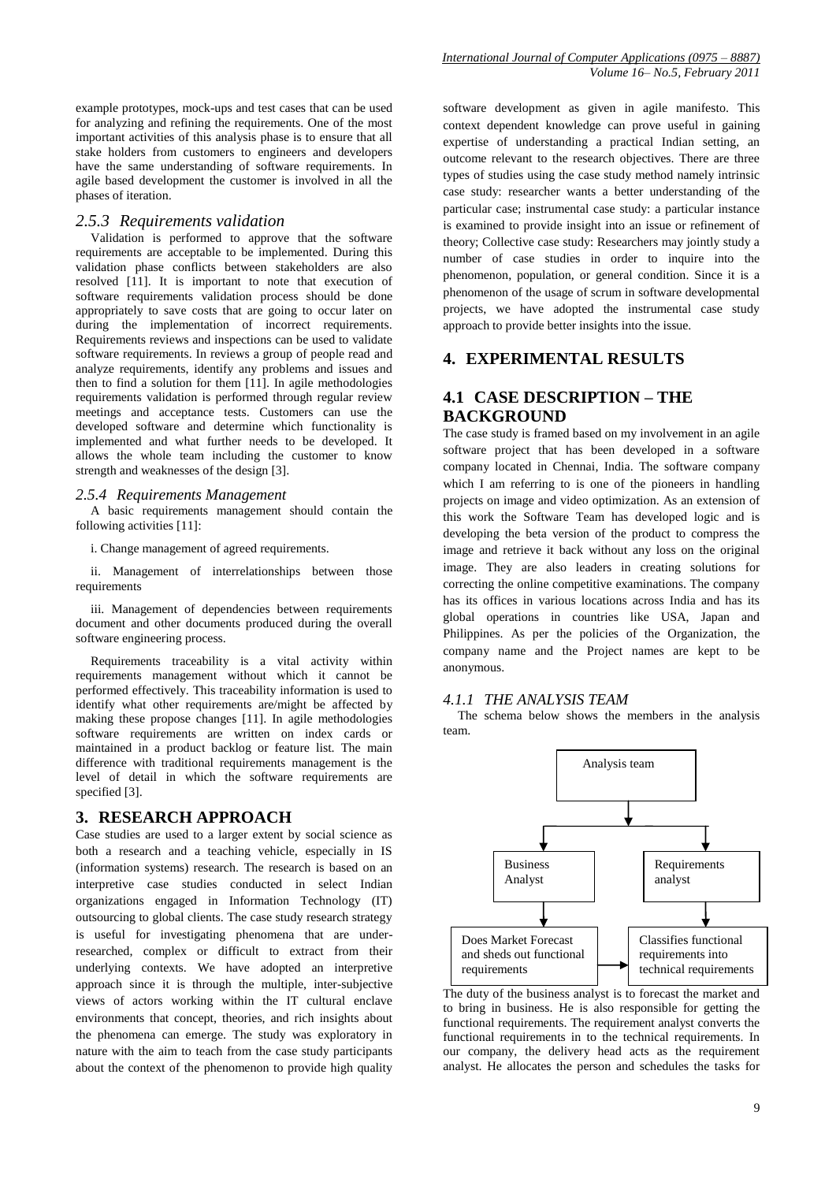example prototypes, mock-ups and test cases that can be used for analyzing and refining the requirements. One of the most important activities of this analysis phase is to ensure that all stake holders from customers to engineers and developers have the same understanding of software requirements. In agile based development the customer is involved in all the phases of iteration.

### *2.5.3 Requirements validation*

Validation is performed to approve that the software requirements are acceptable to be implemented. During this validation phase conflicts between stakeholders are also resolved [11]. It is important to note that execution of software requirements validation process should be done appropriately to save costs that are going to occur later on during the implementation of incorrect requirements. Requirements reviews and inspections can be used to validate software requirements. In reviews a group of people read and analyze requirements, identify any problems and issues and then to find a solution for them [11]. In agile methodologies requirements validation is performed through regular review meetings and acceptance tests. Customers can use the developed software and determine which functionality is implemented and what further needs to be developed. It allows the whole team including the customer to know strength and weaknesses of the design [3].

### *2.5.4 Requirements Management*

A basic requirements management should contain the following activities [11]:

i. Change management of agreed requirements.

ii. Management of interrelationships between those requirements

iii. Management of dependencies between requirements document and other documents produced during the overall software engineering process.

Requirements traceability is a vital activity within requirements management without which it cannot be performed effectively. This traceability information is used to identify what other requirements are/might be affected by making these propose changes [11]. In agile methodologies software requirements are written on index cards or maintained in a product backlog or feature list. The main difference with traditional requirements management is the level of detail in which the software requirements are specified [3].

## 3. RESEARCH APPROACH

Case studies are used to a larger extent by social science as both a research and a teaching vehicle, especially in IS (information systems) research. The research is based on an interpretive case studies conducted in select Indian organizations engaged in Information Technology (IT) outsourcing to global clients. The case study research strategy is useful for investigating phenomena that are under-researched, complex or difficult to extract from their underlying contexts. We have adopted an interpretive approach since it is through the multiple, inter-subjective views of actors working within the IT cultural enclave environments that concept, theories, and rich insights about the phenomena can emerge. The study was exploratory in nature with the aim to teach from the case study participants about the context of the phenomenon to provide high quality software development as given in agile manifesto. This context dependent knowledge can prove useful in gaining expertise of understanding a practical Indian setting, an outcome relevant to the research objectives. There are three types of studies using the case study method namely intrinsic case study: researcher wants a better understanding of the particular case; instrumental case study: a particular instance is examined to provide insight into an issue or refinement of theory; Collective case study: Researchers may jointly study a number of case studies in order to inquire into the phenomenon, population, or general condition. Since it is a phenomenon of the usage of scrum in software developmental projects, we have adopted the instrumental case study approach to provide better insights into the issue.

## 4. EXPERIMENTAL RESULTS

## 4.1 CASE DESCRIPTION – THE BACKGROUND

The case study is framed based on my involvement in an agile software project that has been developed in a software company located in Chennai, India. The software company which I am referring to is one of the pioneers in handling projects on image and video optimization. As an extension of this work the Software Team has developed logic and is developing the beta version of the product to compress the image and retrieve it back without any loss on the original image. They are also leaders in creating solutions for correcting the online competitive examinations. The company has its offices in various locations across India and has its global operations in countries like USA, Japan and Philippines. As per the policies of the Organization, the company name and the Project names are kept to be anonymous.

### *4.1.1 THE ANALYSIS TEAM*

The schema below shows the members in the analysis team.

Analysis team

Business Analyst → Does Market Forecast and sheds out functional requirements

Requirements analyst → Classifies functional requirements into technical requirements

The duty of the business analyst is to forecast the market and to bring in business. He is also responsible for getting the functional requirements. The requirement analyst converts the functional requirements in to the technical requirements. In our company, the delivery head acts as the requirement analyst. He allocates the person and schedules the tasks for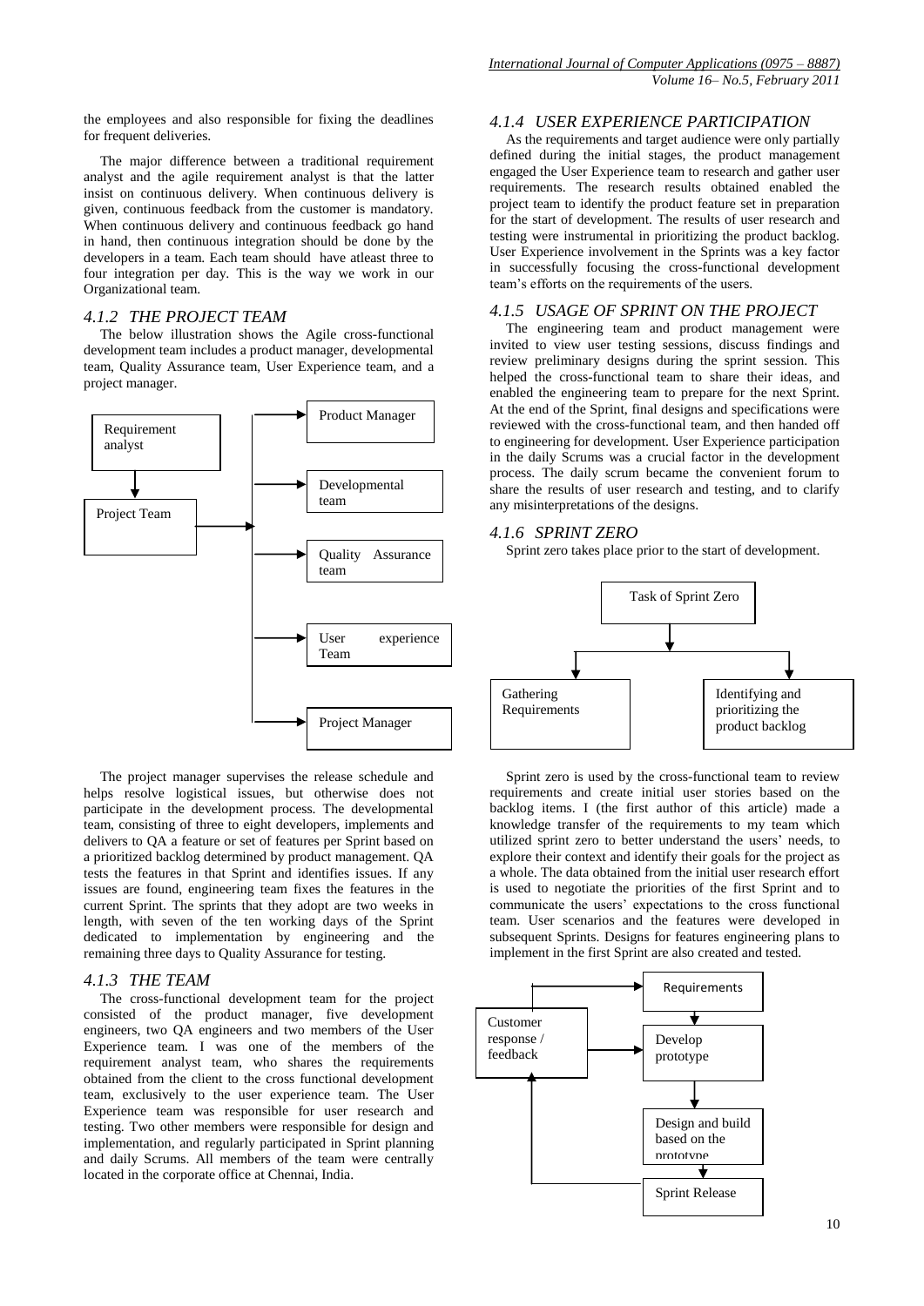the employees and also responsible for fixing the deadlines for frequent deliveries.

The major difference between a traditional requirement analyst and the agile requirement analyst is that the latter insist on continuous delivery. When continuous delivery is given, continuous feedback from the customer is mandatory. When continuous delivery and continuous feedback go hand in hand, then continuous integration should be done by the developers in a team. Each team should have atleast three to four integration per day. This is the way we work in our Organizational team.

### *4.1.2 THE PROJECT TEAM*

The below illustration shows the Agile cross-functional development team includes a product manager, developmental team, Quality Assurance team, User Experience team, and a project manager.

Requirement analyst → Project Team → Product Manager; Developmental team; Quality Assurance team; User experience Team; Project Manager

The project manager supervises the release schedule and helps resolve logistical issues, but otherwise does not participate in the development process. The developmental team, consisting of three to eight developers, implements and delivers to QA a feature or set of features per Sprint based on a prioritized backlog determined by product management. QA tests the features in that Sprint and identifies issues. If any issues are found, engineering team fixes the features in the current Sprint. The sprints that they adopt are two weeks in length, with seven of the ten working days of the Sprint dedicated to implementation by engineering and the remaining three days to Quality Assurance for testing.

### *4.1.3 THE TEAM*

The cross-functional development team for the project consisted of the product manager, five development engineers, two QA engineers and two members of the User Experience team. I was one of the members of the requirement analyst team, who shares the requirements obtained from the client to the cross functional development team, exclusively to the user experience team. The User Experience team was responsible for user research and testing. Two other members were responsible for design and implementation, and regularly participated in Sprint planning and daily Scrums. All members of the team were centrally located in the corporate office at Chennai, India.

### *4.1.4 USER EXPERIENCE PARTICIPATION*

As the requirements and target audience were only partially defined during the initial stages, the product management engaged the User Experience team to research and gather user requirements. The research results obtained enabled the project team to identify the product feature set in preparation for the start of development. The results of user research and testing were instrumental in prioritizing the product backlog. User Experience involvement in the Sprints was a key factor in successfully focusing the cross-functional development team's efforts on the requirements of the users.

### *4.1.5 USAGE OF SPRINT ON THE PROJECT*

The engineering team and product management were invited to view user testing sessions, discuss findings and review preliminary designs during the sprint session. This helped the cross-functional team to share their ideas, and enabled the engineering team to prepare for the next Sprint. At the end of the Sprint, final designs and specifications were reviewed with the cross-functional team, and then handed off to engineering for development. User Experience participation in the daily Scrums was a crucial factor in the development process. The daily scrum became the convenient forum to share the results of user research and testing, and to clarify any misinterpretations of the designs.

### *4.1.6 SPRINT ZERO*

Sprint zero takes place prior to the start of development.

Task of Sprint Zero → Gathering Requirements; Identifying and prioritizing the product backlog

Sprint zero is used by the cross-functional team to review requirements and create initial user stories based on the backlog items. I (the first author of this article) made a knowledge transfer of the requirements to my team which utilized sprint zero to better understand the users' needs, to explore their context and identify their goals for the project as a whole. The data obtained from the initial user research effort is used to negotiate the priorities of the first Sprint and to communicate the users' expectations to the cross functional team. User scenarios and the features were developed in subsequent Sprints. Designs for features engineering plans to implement in the first Sprint are also created and tested.

Requirements → Develop prototype → Design and build based on the prototype → Sprint Release → Customer response / feedback → Requirements; Develop prototype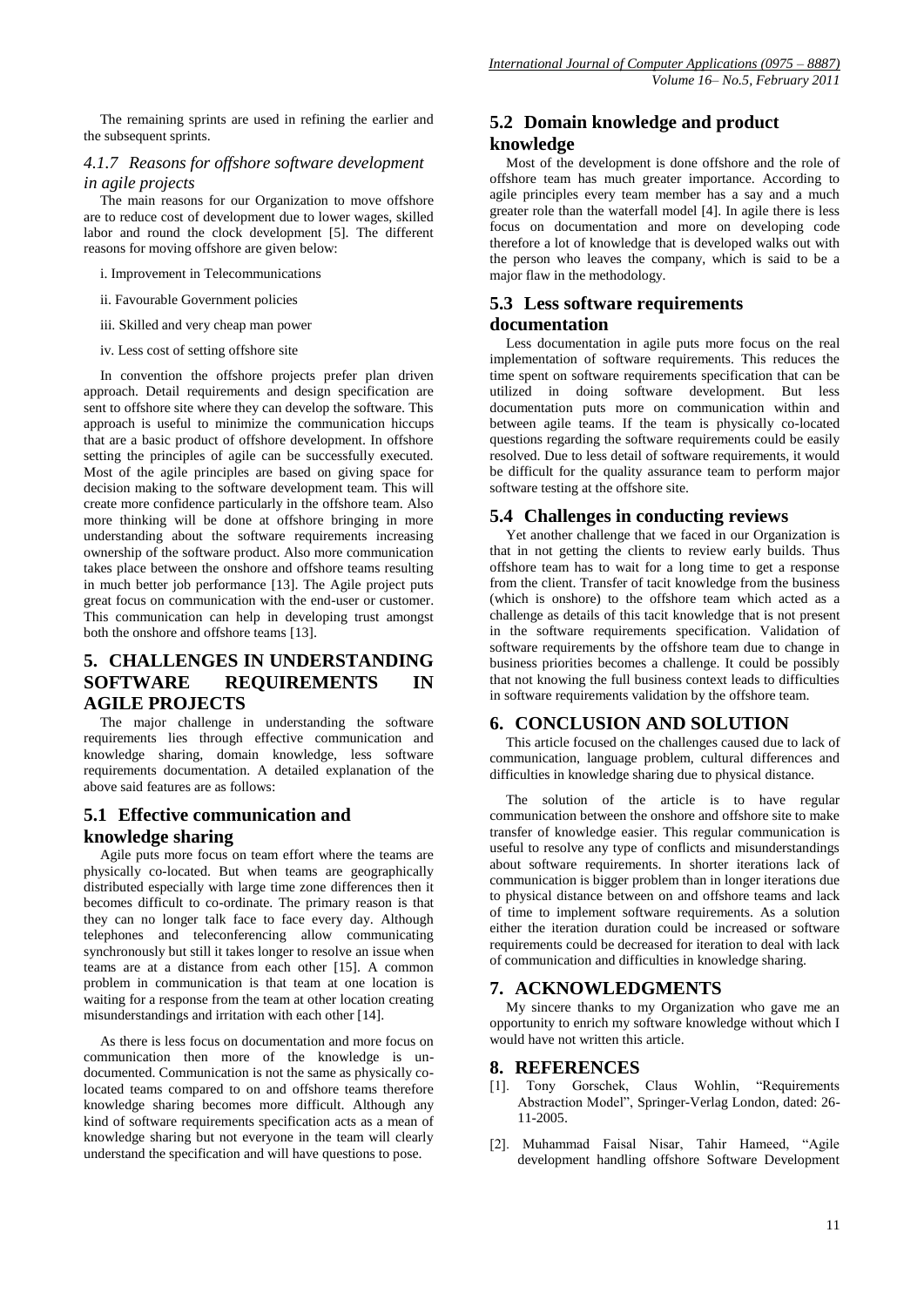The remaining sprints are used in refining the earlier and the subsequent sprints.

#### *4.1.7 Reasons for offshore software development in agile projects*

The main reasons for our Organization to move offshore are to reduce cost of development due to lower wages, skilled labor and round the clock development [5]. The different reasons for moving offshore are given below:

i. Improvement in Telecommunications

ii. Favourable Government policies

iii. Skilled and very cheap man power

iv. Less cost of setting offshore site

In convention the offshore projects prefer plan driven approach. Detail requirements and design specification are sent to offshore site where they can develop the software. This approach is useful to minimize the communication hiccups that are a basic product of offshore development. In offshore setting the principles of agile can be successfully executed. Most of the agile principles are based on giving space for decision making to the software development team. This will create more confidence particularly in the offshore team. Also more thinking will be done at offshore bringing in more understanding about the software requirements increasing ownership of the software product. Also more communication takes place between the onshore and offshore teams resulting in much better job performance [13]. The Agile project puts great focus on communication with the end-user or customer. This communication can help in developing trust amongst both the onshore and offshore teams [13].

## 5. CHALLENGES IN UNDERSTANDING SOFTWARE REQUIREMENTS IN AGILE PROJECTS

The major challenge in understanding the software requirements lies through effective communication and knowledge sharing, domain knowledge, less software requirements documentation. A detailed explanation of the above said features are as follows:

### 5.1 Effective communication and knowledge sharing

Agile puts more focus on team effort where the teams are physically co-located. But when teams are geographically distributed especially with large time zone differences then it becomes difficult to co-ordinate. The primary reason is that they can no longer talk face to face every day. Although telephones and teleconferencing allow communicating synchronously but still it takes longer to resolve an issue when teams are at a distance from each other [15]. A common problem in communication is that team at one location is waiting for a response from the team at other location creating misunderstandings and irritation with each other [14].

As there is less focus on documentation and more focus on communication then more of the knowledge is un-documented. Communication is not the same as physically co-located teams compared to on and offshore teams therefore knowledge sharing becomes more difficult. Although any kind of software requirements specification acts as a mean of knowledge sharing but not everyone in the team will clearly understand the specification and will have questions to pose.

### 5.2 Domain knowledge and product knowledge

Most of the development is done offshore and the role of offshore team has much greater importance. According to agile principles every team member has a say and a much greater role than the waterfall model [4]. In agile there is less focus on documentation and more on developing code therefore a lot of knowledge that is developed walks out with the person who leaves the company, which is said to be a major flaw in the methodology.

### 5.3 Less software requirements documentation

Less documentation in agile puts more focus on the real implementation of software requirements. This reduces the time spent on software requirements specification that can be utilized in doing software development. But less documentation puts more on communication within and between agile teams. If the team is physically co-located questions regarding the software requirements could be easily resolved. Due to less detail of software requirements, it would be difficult for the quality assurance team to perform major software testing at the offshore site.

### 5.4 Challenges in conducting reviews

Yet another challenge that we faced in our Organization is that in not getting the clients to review early builds. Thus offshore team has to wait for a long time to get a response from the client. Transfer of tacit knowledge from the business (which is onshore) to the offshore team which acted as a challenge as details of this tacit knowledge that is not present in the software requirements specification. Validation of software requirements by the offshore team due to change in business priorities becomes a challenge. It could be possibly that not knowing the full business context leads to difficulties in software requirements validation by the offshore team.

## 6. CONCLUSION AND SOLUTION

This article focused on the challenges caused due to lack of communication, language problem, cultural differences and difficulties in knowledge sharing due to physical distance.

The solution of the article is to have regular communication between the onshore and offshore site to make transfer of knowledge easier. This regular communication is useful to resolve any type of conflicts and misunderstandings about software requirements. In shorter iterations lack of communication is bigger problem than in longer iterations due to physical distance between on and offshore teams and lack of time to implement software requirements. As a solution either the iteration duration could be increased or software requirements could be decreased for iteration to deal with lack of communication and difficulties in knowledge sharing.

## 7. ACKNOWLEDGMENTS

My sincere thanks to my Organization who gave me an opportunity to enrich my software knowledge without which I would have not written this article.

## 8. REFERENCES

[1]. Tony Gorschek, Claus Wohlin, "Requirements Abstraction Model", Springer-Verlag London, dated: 26-11-2005.

[2]. Muhammad Faisal Nisar, Tahir Hameed, "Agile development handling offshore Software Development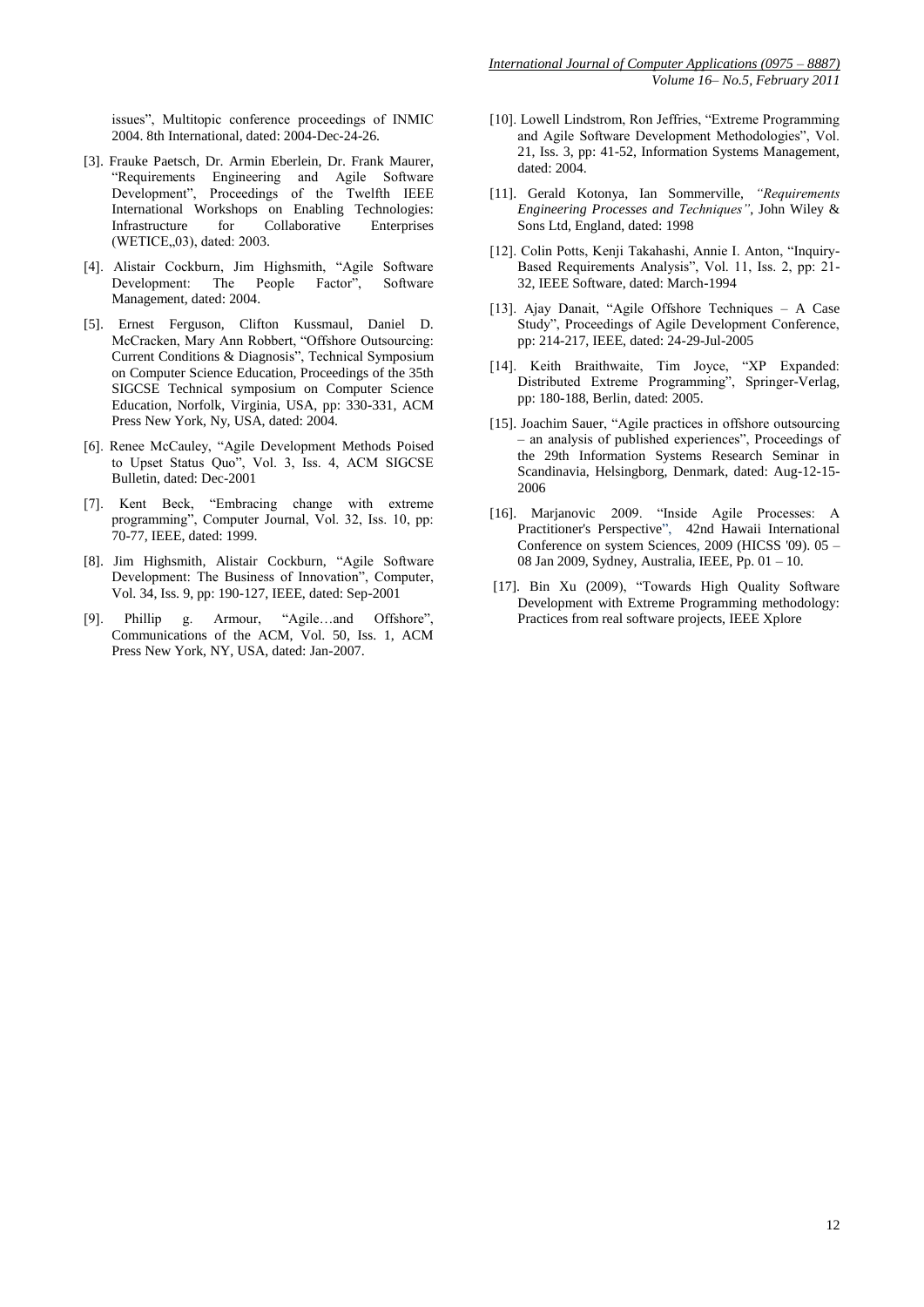issues", Multitopic conference proceedings of INMIC 2004. 8th International, dated: 2004-Dec-24-26.

[3]. Frauke Paetsch, Dr. Armin Eberlein, Dr. Frank Maurer, "Requirements Engineering and Agile Software Development", Proceedings of the Twelfth IEEE International Workshops on Enabling Technologies: Infrastructure for Collaborative Enterprises (WETICE,,03), dated: 2003.

[4]. Alistair Cockburn, Jim Highsmith, "Agile Software Development: The People Factor", Software Management, dated: 2004.

[5]. Ernest Ferguson, Clifton Kussmaul, Daniel D. McCracken, Mary Ann Robbert, "Offshore Outsourcing: Current Conditions & Diagnosis", Technical Symposium on Computer Science Education, Proceedings of the 35th SIGCSE Technical symposium on Computer Science Education, Norfolk, Virginia, USA, pp: 330-331, ACM Press New York, Ny, USA, dated: 2004.

[6]. Renee McCauley, "Agile Development Methods Poised to Upset Status Quo", Vol. 3, Iss. 4, ACM SIGCSE Bulletin, dated: Dec-2001

[7]. Kent Beck, "Embracing change with extreme programming", Computer Journal, Vol. 32, Iss. 10, pp: 70-77, IEEE, dated: 1999.

[8]. Jim Highsmith, Alistair Cockburn, "Agile Software Development: The Business of Innovation", Computer, Vol. 34, Iss. 9, pp: 190-127, IEEE, dated: Sep-2001

[9]. Phillip g. Armour, "Agile…and Offshore", Communications of the ACM, Vol. 50, Iss. 1, ACM Press New York, NY, USA, dated: Jan-2007.

[10]. Lowell Lindstrom, Ron Jeffries, "Extreme Programming and Agile Software Development Methodologies", Vol. 21, Iss. 3, pp: 41-52, Information Systems Management, dated: 2004.

[11]. Gerald Kotonya, Ian Sommerville, *"Requirements Engineering Processes and Techniques"*, John Wiley & Sons Ltd, England, dated: 1998

[12]. Colin Potts, Kenji Takahashi, Annie I. Anton, "Inquiry-Based Requirements Analysis", Vol. 11, Iss. 2, pp: 21-32, IEEE Software, dated: March-1994

[13]. Ajay Danait, "Agile Offshore Techniques – A Case Study", Proceedings of Agile Development Conference, pp: 214-217, IEEE, dated: 24-29-Jul-2005

[14]. Keith Braithwaite, Tim Joyce, "XP Expanded: Distributed Extreme Programming", Springer-Verlag, pp: 180-188, Berlin, dated: 2005.

[15]. Joachim Sauer, "Agile practices in offshore outsourcing – an analysis of published experiences", Proceedings of the 29th Information Systems Research Seminar in Scandinavia, Helsingborg, Denmark, dated: Aug-12-15-2006

[16]. Marjanovic 2009. "Inside Agile Processes: A Practitioner's Perspective", 42nd Hawaii International Conference on system Sciences, 2009 (HICSS '09). 05 – 08 Jan 2009, Sydney, Australia, IEEE, Pp. 01 – 10.

[17]. Bin Xu (2009), "Towards High Quality Software Development with Extreme Programming methodology: Practices from real software projects, IEEE Xplore